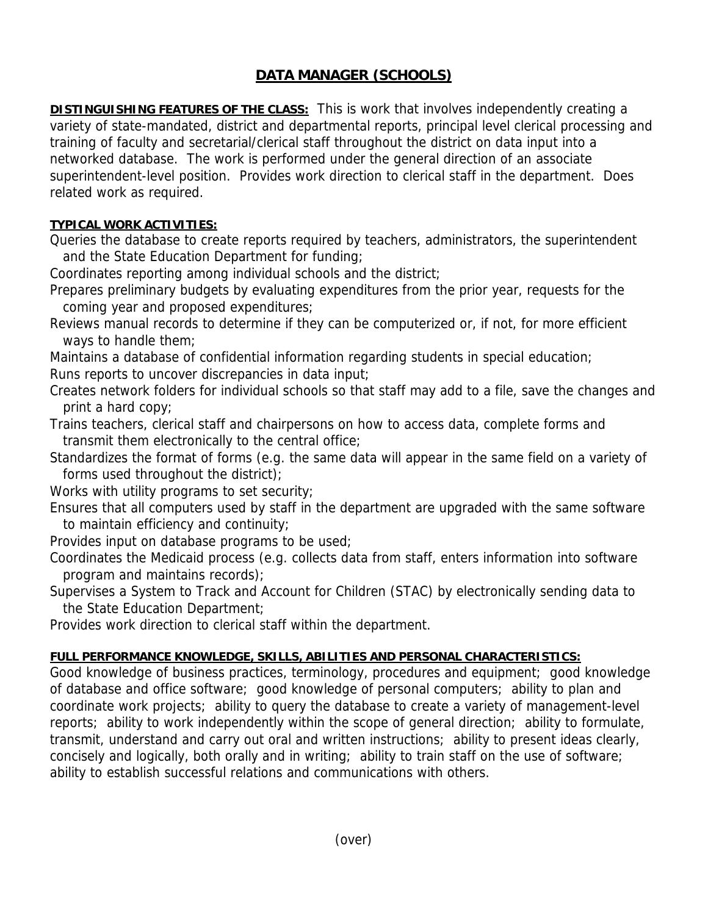# DATA MANAGER (SCHOOLS)

**DISTINGUISHING FEATURES OF THE CLASS:** This is work that involves independently creating a variety of state-mandated, district and departmental reports, principal level clerical processing and training of faculty and secretarial/clerical staff throughout the district on data input into a networked database. The work is performed under the general direction of an associate superintendent-level position. Provides work direction to clerical staff in the department. Does related work as required.

**TYPICAL WORK ACTIVITIES:**

Queries the database to create reports required by teachers, administrators, the superintendent and the State Education Department for funding;

Coordinates reporting among individual schools and the district;

Prepares preliminary budgets by evaluating expenditures from the prior year, requests for the coming year and proposed expenditures;

Reviews manual records to determine if they can be computerized or, if not, for more efficient ways to handle them;

Maintains a database of confidential information regarding students in special education;

Runs reports to uncover discrepancies in data input;

Creates network folders for individual schools so that staff may add to a file, save the changes and print a hard copy;

Trains teachers, clerical staff and chairpersons on how to access data, complete forms and transmit them electronically to the central office;

Standardizes the format of forms (e.g. the same data will appear in the same field on a variety of forms used throughout the district);

Works with utility programs to set security;

Ensures that all computers used by staff in the department are upgraded with the same software to maintain efficiency and continuity;

Provides input on database programs to be used;

Coordinates the Medicaid process (e.g. collects data from staff, enters information into software program and maintains records);

Supervises a System to Track and Account for Children (STAC) by electronically sending data to the State Education Department;

Provides work direction to clerical staff within the department.

**FULL PERFORMANCE KNOWLEDGE, SKILLS, ABILITIES AND PERSONAL CHARACTERISTICS:**

Good knowledge of business practices, terminology, procedures and equipment; good knowledge of database and office software; good knowledge of personal computers; ability to plan and coordinate work projects; ability to query the database to create a variety of management-level reports; ability to work independently within the scope of general direction; ability to formulate, transmit, understand and carry out oral and written instructions; ability to present ideas clearly, concisely and logically, both orally and in writing; ability to train staff on the use of software; ability to establish successful relations and communications with others.

(over)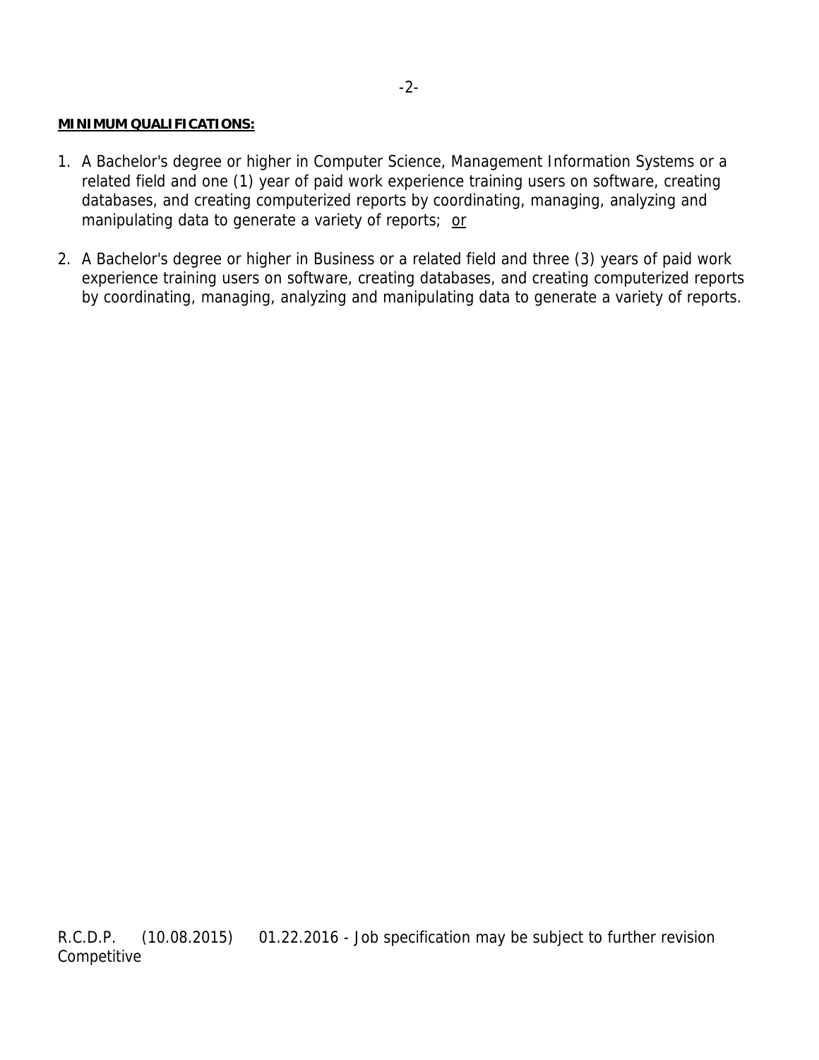**MINIMUM QUALIFICATIONS:**

1. A Bachelor's degree or higher in Computer Science, Management Information Systems or a related field and one (1) year of paid work experience training users on software, creating databases, and creating computerized reports by coordinating, managing, analyzing and manipulating data to generate a variety of reports; or

2. A Bachelor's degree or higher in Business or a related field and three (3) years of paid work experience training users on software, creating databases, and creating computerized reports by coordinating, managing, analyzing and manipulating data to generate a variety of reports.

R.C.D.P. (10.08.2015) 01.22.2016 - Job specification may be subject to further revision
Competitive